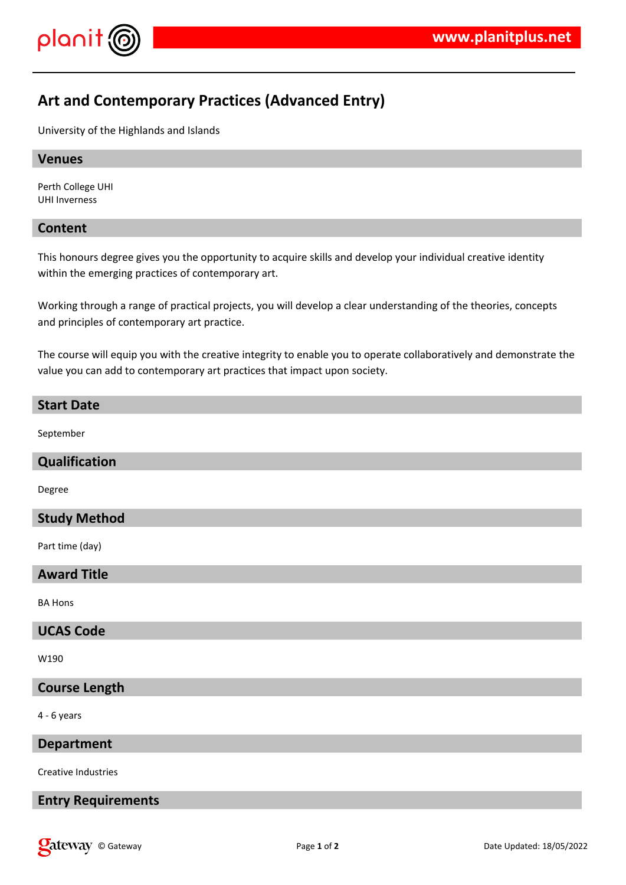# Art and Contemporary Practices (Advanced Entry)

University of the Highlands and Islands

## Venues

Perth College UHI
UHI Inverness

## Content

This honours degree gives you the opportunity to acquire skills and develop your individual creative identity within the emerging practices of contemporary art.

Working through a range of practical projects, you will develop a clear understanding of the theories, concepts and principles of contemporary art practice.

The course will equip you with the creative integrity to enable you to operate collaboratively and demonstrate the value you can add to contemporary art practices that impact upon society.

## Start Date

September

## Qualification

Degree

## Study Method

Part time (day)

## Award Title

BA Hons

## UCAS Code

W190

## Course Length

4 - 6 years

## Department

Creative Industries

## Entry Requirements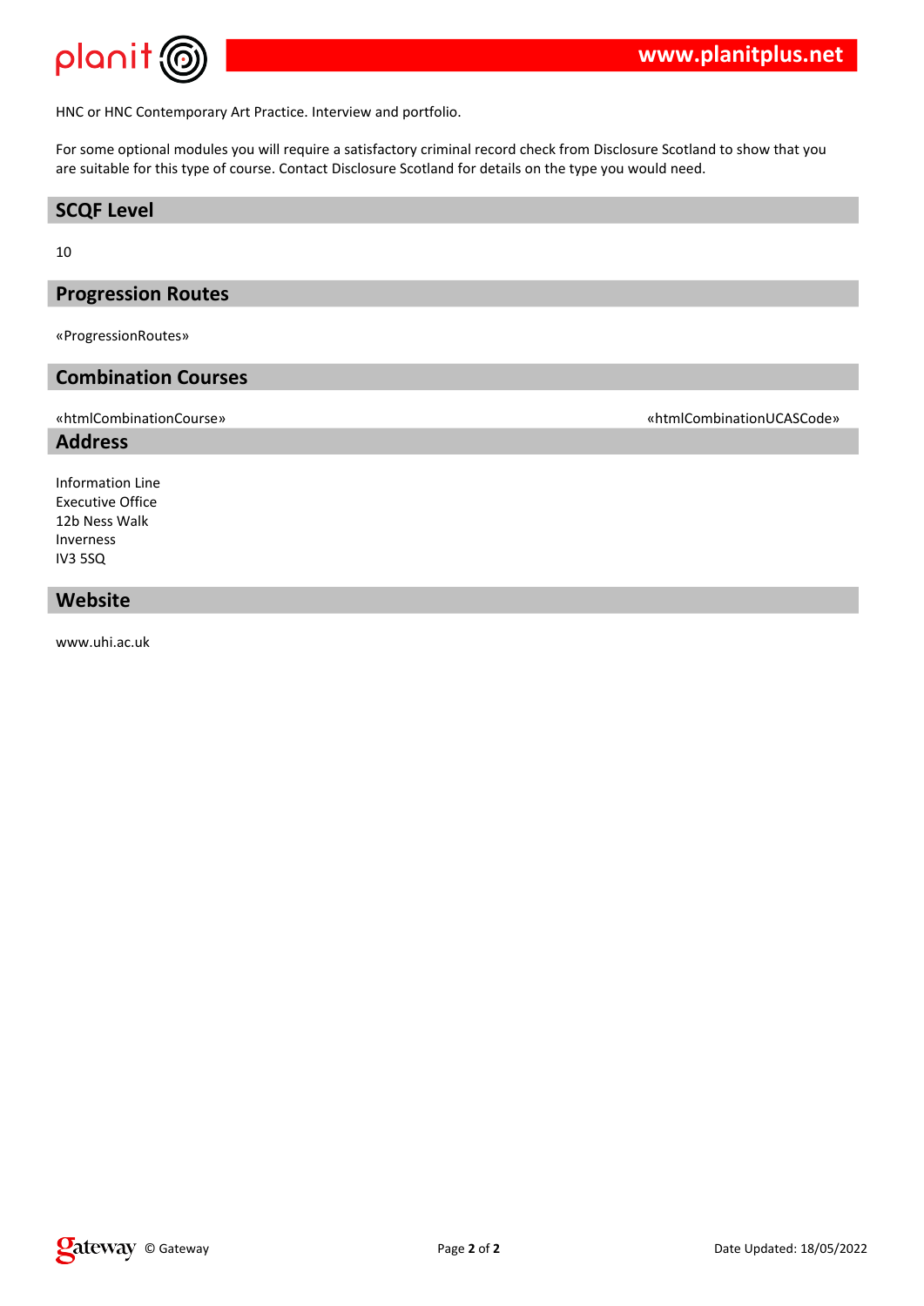HNC or HNC Contemporary Art Practice. Interview and portfolio.

For some optional modules you will require a satisfactory criminal record check from Disclosure Scotland to show that you are suitable for this type of course. Contact Disclosure Scotland for details on the type you would need.

## SCQF Level

10

## Progression Routes

«ProgressionRoutes»

## Combination Courses

«htmlCombinationCourse» «htmlCombinationUCASCode»

## Address

Information Line
Executive Office
12b Ness Walk
Inverness
IV3 5SQ

## Website

www.uhi.ac.uk